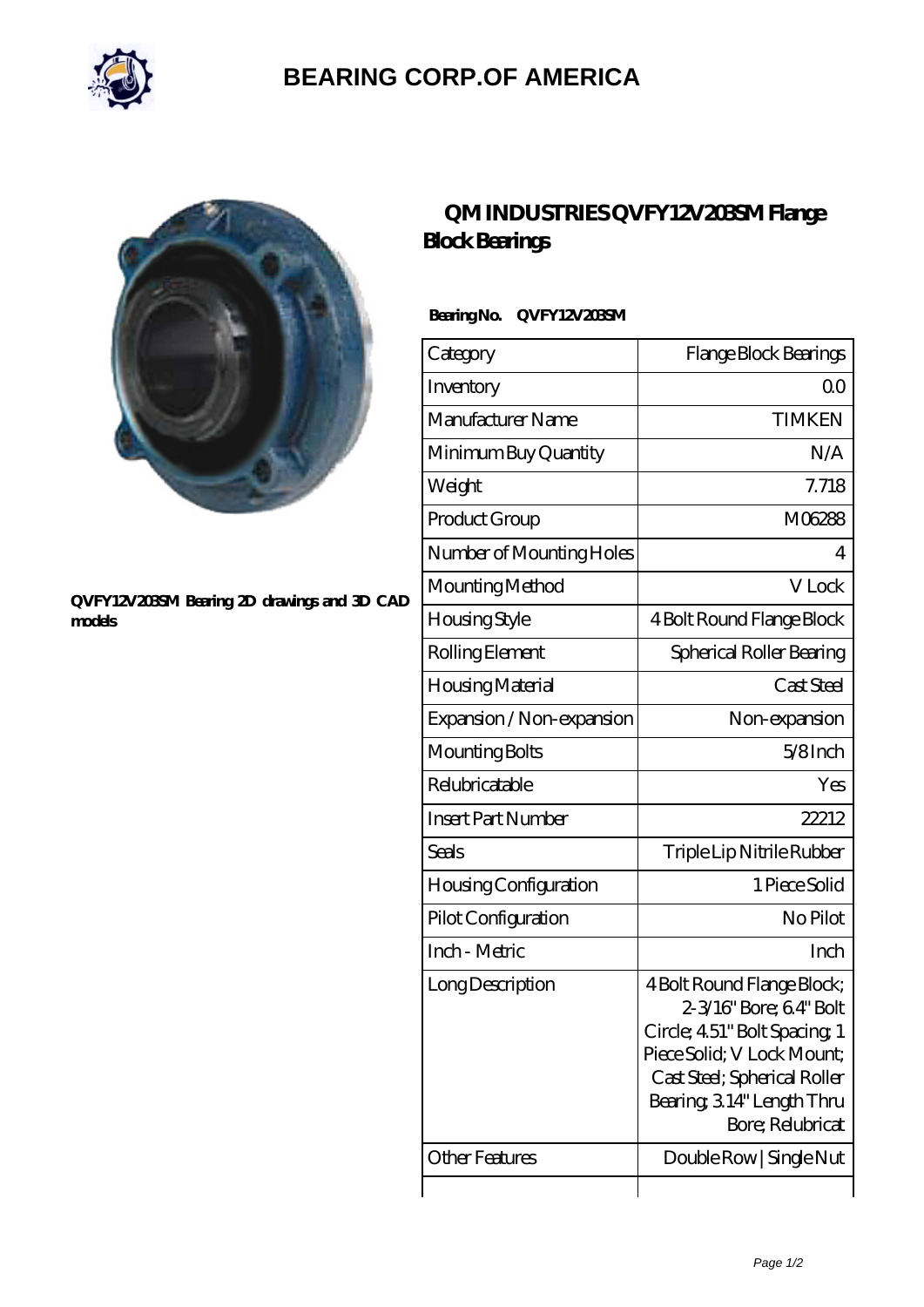# BEARING CORP.OF AMERICA

QVFY12V203SM Bearing 2D drawings and 3D CAD models

## QM INDUSTRIES QVFY12V203SM Flange Block Bearings

**Bearing No. QVFY12V203SM**

| Category | Flange Block Bearings |
|---|---|
| Inventory | 0.0 |
| Manufacturer Name | TIMKEN |
| Minimum Buy Quantity | N/A |
| Weight | 7.718 |
| Product Group | M06288 |
| Number of Mounting Holes | 4 |
| Mounting Method | V Lock |
| Housing Style | 4 Bolt Round Flange Block |
| Rolling Element | Spherical Roller Bearing |
| Housing Material | Cast Steel |
| Expansion / Non-expansion | Non-expansion |
| Mounting Bolts | 5/8 Inch |
| Relubricatable | Yes |
| Insert Part Number | 22212 |
| Seals | Triple Lip Nitrile Rubber |
| Housing Configuration | 1 Piece Solid |
| Pilot Configuration | No Pilot |
| Inch - Metric | Inch |
| Long Description | 4 Bolt Round Flange Block; 2-3/16" Bore; 6.4" Bolt Circle; 4.51" Bolt Spacing; 1 Piece Solid; V Lock Mount; Cast Steel; Spherical Roller Bearing; 3.14" Length Thru Bore; Relubricat |
| Other Features | Double Row \| Single Nut |
| | |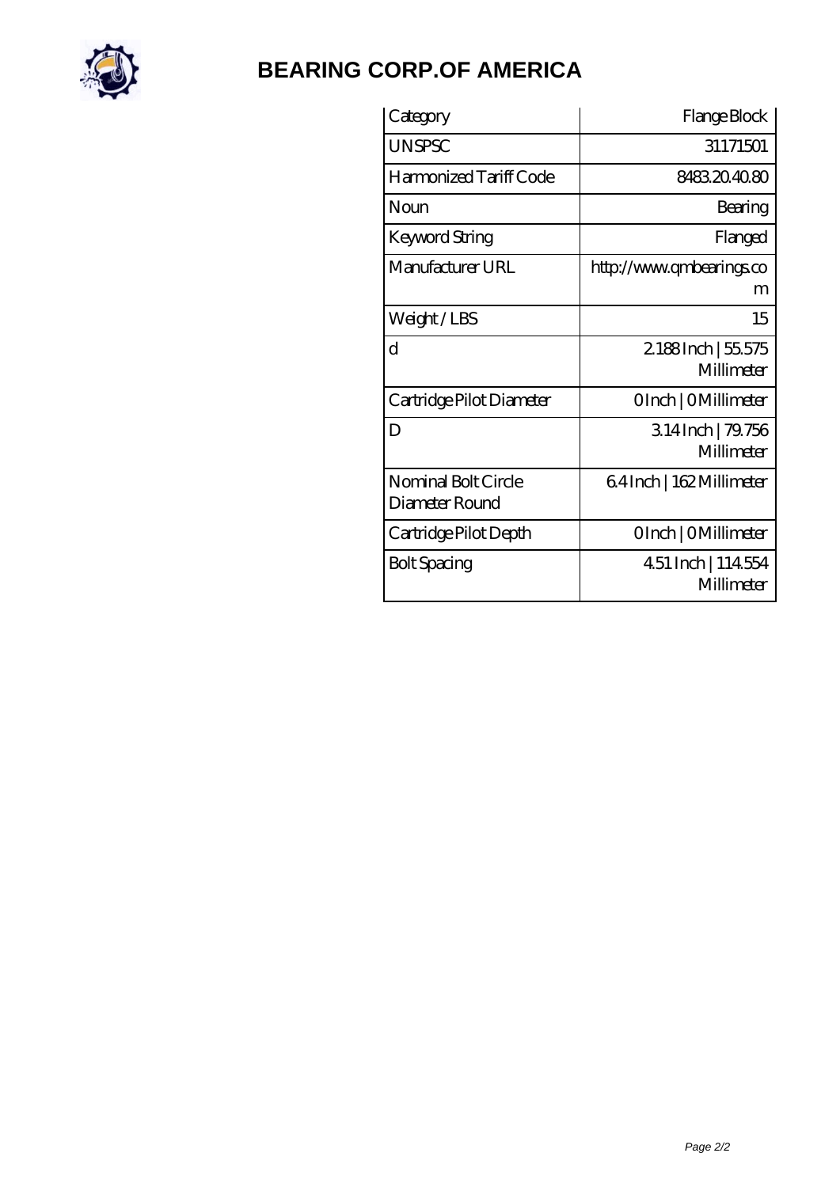# BEARING CORP.OF AMERICA

| | |
|---|---|
| Category | Flange Block |
| UNSPSC | 31171501 |
| Harmonized Tariff Code | 8483.20.40.80 |
| Noun | Bearing |
| Keyword String | Flanged |
| Manufacturer URL | http://www.qmbearings.com |
| Weight / LBS | 15 |
| d | 2.188 Inch \| 55.575 Millimeter |
| Cartridge Pilot Diameter | 0 Inch \| 0 Millimeter |
| D | 3.14 Inch \| 79.756 Millimeter |
| Nominal Bolt Circle Diameter Round | 6.4 Inch \| 162 Millimeter |
| Cartridge Pilot Depth | 0 Inch \| 0 Millimeter |
| Bolt Spacing | 4.51 Inch \| 114.554 Millimeter |